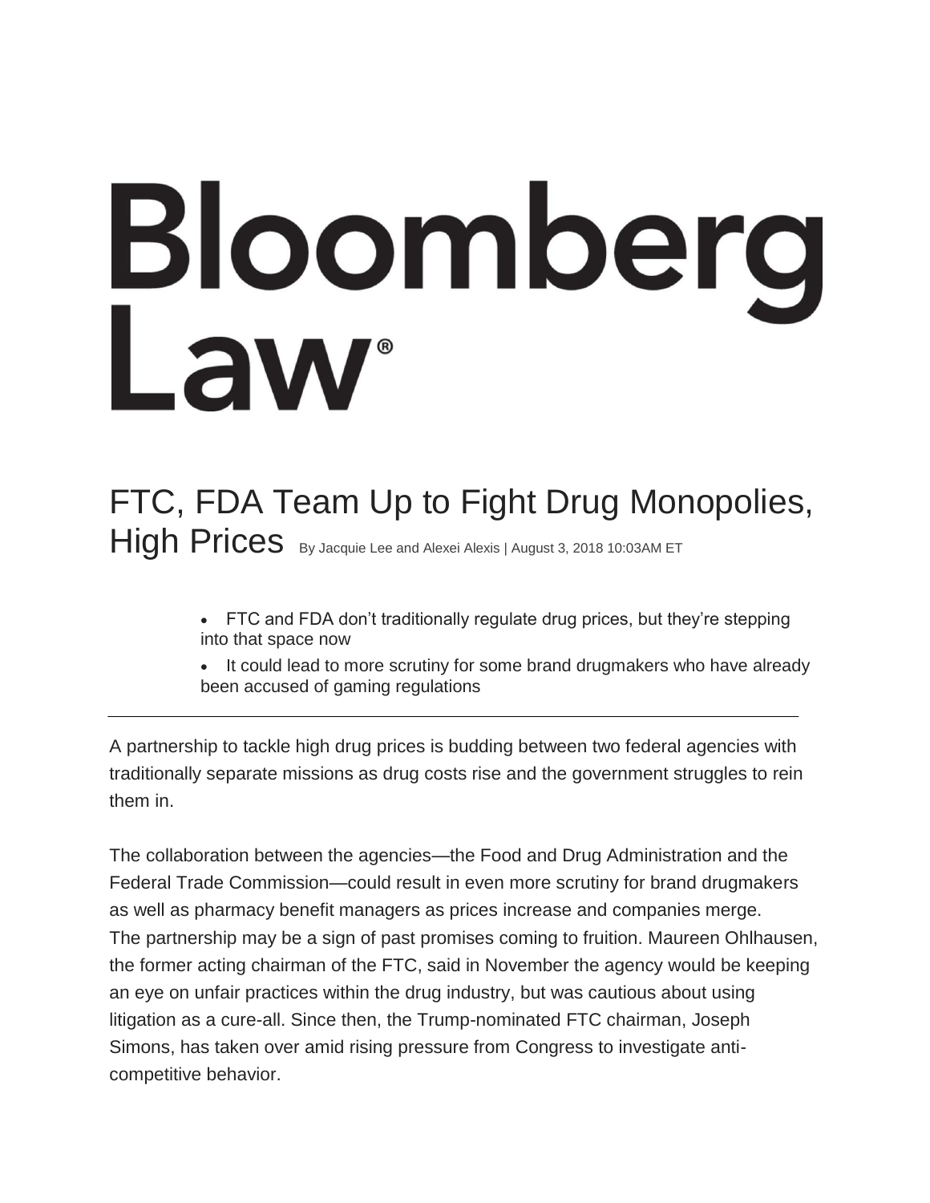# Bloomberg Law®

## FTC, FDA Team Up to Fight Drug Monopolies, High Prices

By Jacquie Lee and Alexei Alexis | August 3, 2018 10:03AM ET

- FTC and FDA don't traditionally regulate drug prices, but they're stepping into that space now
- It could lead to more scrutiny for some brand drugmakers who have already been accused of gaming regulations

---

A partnership to tackle high drug prices is budding between two federal agencies with traditionally separate missions as drug costs rise and the government struggles to rein them in.

The collaboration between the agencies—the Food and Drug Administration and the Federal Trade Commission—could result in even more scrutiny for brand drugmakers as well as pharmacy benefit managers as prices increase and companies merge. The partnership may be a sign of past promises coming to fruition. Maureen Ohlhausen, the former acting chairman of the FTC, said in November the agency would be keeping an eye on unfair practices within the drug industry, but was cautious about using litigation as a cure-all. Since then, the Trump-nominated FTC chairman, Joseph Simons, has taken over amid rising pressure from Congress to investigate anti-competitive behavior.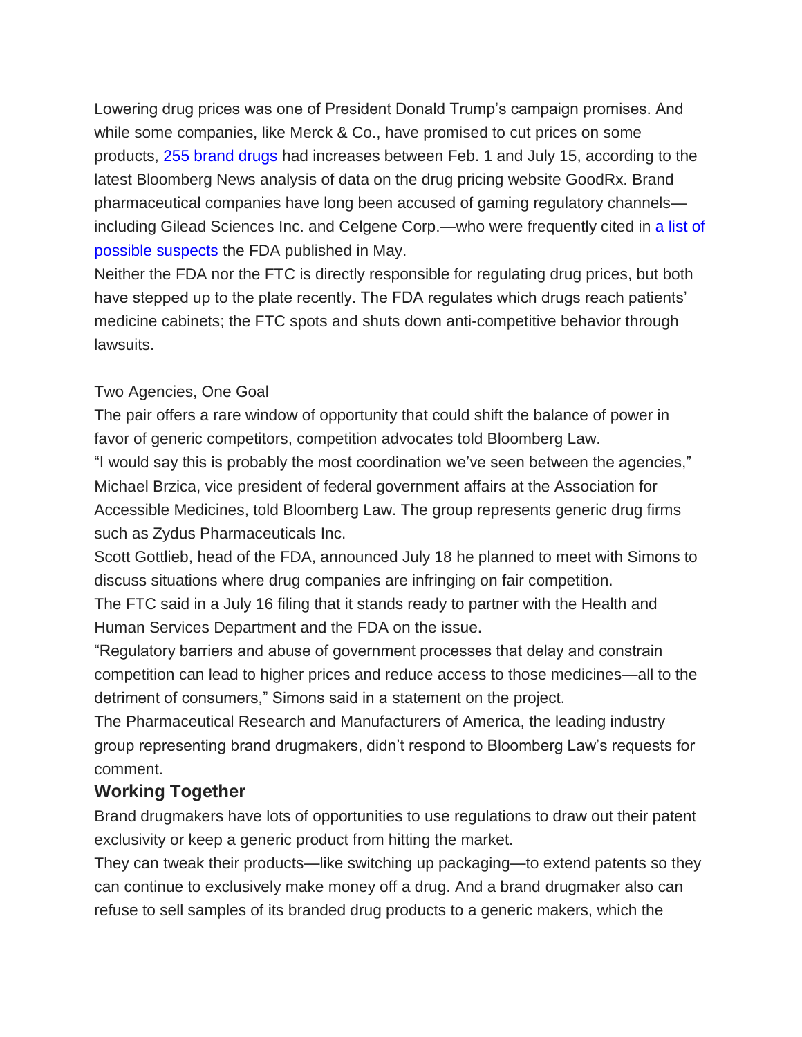Lowering drug prices was one of President Donald Trump's campaign promises. And while some companies, like Merck & Co., have promised to cut prices on some products, 255 brand drugs had increases between Feb. 1 and July 15, according to the latest Bloomberg News analysis of data on the drug pricing website GoodRx. Brand pharmaceutical companies have long been accused of gaming regulatory channels—including Gilead Sciences Inc. and Celgene Corp.—who were frequently cited in a list of possible suspects the FDA published in May.

Neither the FDA nor the FTC is directly responsible for regulating drug prices, but both have stepped up to the plate recently. The FDA regulates which drugs reach patients' medicine cabinets; the FTC spots and shuts down anti-competitive behavior through lawsuits.

Two Agencies, One Goal

The pair offers a rare window of opportunity that could shift the balance of power in favor of generic competitors, competition advocates told Bloomberg Law.

"I would say this is probably the most coordination we've seen between the agencies," Michael Brzica, vice president of federal government affairs at the Association for Accessible Medicines, told Bloomberg Law. The group represents generic drug firms such as Zydus Pharmaceuticals Inc.

Scott Gottlieb, head of the FDA, announced July 18 he planned to meet with Simons to discuss situations where drug companies are infringing on fair competition.

The FTC said in a July 16 filing that it stands ready to partner with the Health and Human Services Department and the FDA on the issue.

"Regulatory barriers and abuse of government processes that delay and constrain competition can lead to higher prices and reduce access to those medicines—all to the detriment of consumers," Simons said in a statement on the project.

The Pharmaceutical Research and Manufacturers of America, the leading industry group representing brand drugmakers, didn't respond to Bloomberg Law's requests for comment.

## Working Together

Brand drugmakers have lots of opportunities to use regulations to draw out their patent exclusivity or keep a generic product from hitting the market.

They can tweak their products—like switching up packaging—to extend patents so they can continue to exclusively make money off a drug. And a brand drugmaker also can refuse to sell samples of its branded drug products to a generic makers, which the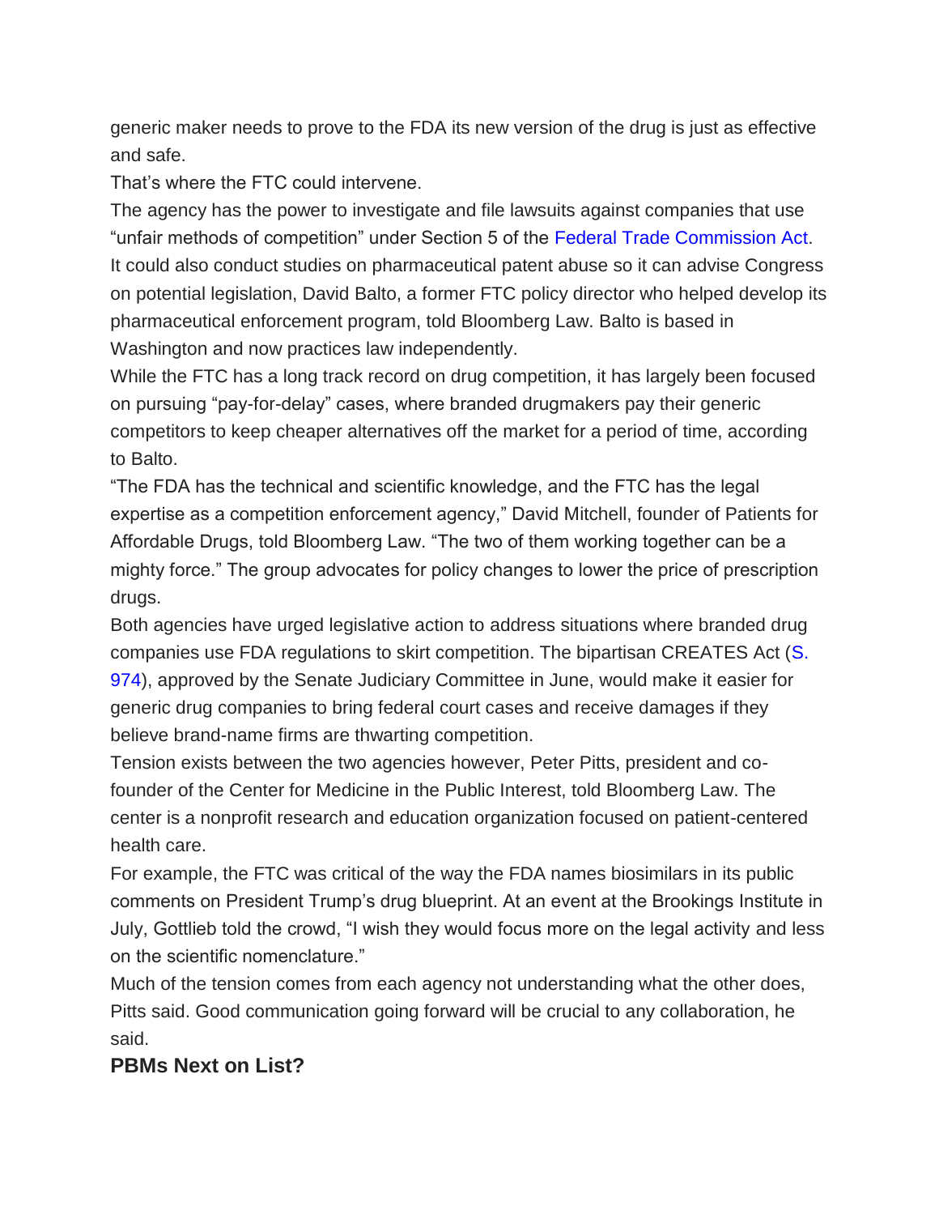generic maker needs to prove to the FDA its new version of the drug is just as effective and safe.

That's where the FTC could intervene.

The agency has the power to investigate and file lawsuits against companies that use "unfair methods of competition" under Section 5 of the Federal Trade Commission Act. It could also conduct studies on pharmaceutical patent abuse so it can advise Congress on potential legislation, David Balto, a former FTC policy director who helped develop its pharmaceutical enforcement program, told Bloomberg Law. Balto is based in Washington and now practices law independently.

While the FTC has a long track record on drug competition, it has largely been focused on pursuing "pay-for-delay" cases, where branded drugmakers pay their generic competitors to keep cheaper alternatives off the market for a period of time, according to Balto.

"The FDA has the technical and scientific knowledge, and the FTC has the legal expertise as a competition enforcement agency," David Mitchell, founder of Patients for Affordable Drugs, told Bloomberg Law. "The two of them working together can be a mighty force." The group advocates for policy changes to lower the price of prescription drugs.

Both agencies have urged legislative action to address situations where branded drug companies use FDA regulations to skirt competition. The bipartisan CREATES Act (S. 974), approved by the Senate Judiciary Committee in June, would make it easier for generic drug companies to bring federal court cases and receive damages if they believe brand-name firms are thwarting competition.

Tension exists between the two agencies however, Peter Pitts, president and co-founder of the Center for Medicine in the Public Interest, told Bloomberg Law. The center is a nonprofit research and education organization focused on patient-centered health care.

For example, the FTC was critical of the way the FDA names biosimilars in its public comments on President Trump's drug blueprint. At an event at the Brookings Institute in July, Gottlieb told the crowd, "I wish they would focus more on the legal activity and less on the scientific nomenclature."

Much of the tension comes from each agency not understanding what the other does, Pitts said. Good communication going forward will be crucial to any collaboration, he said.

### PBMs Next on List?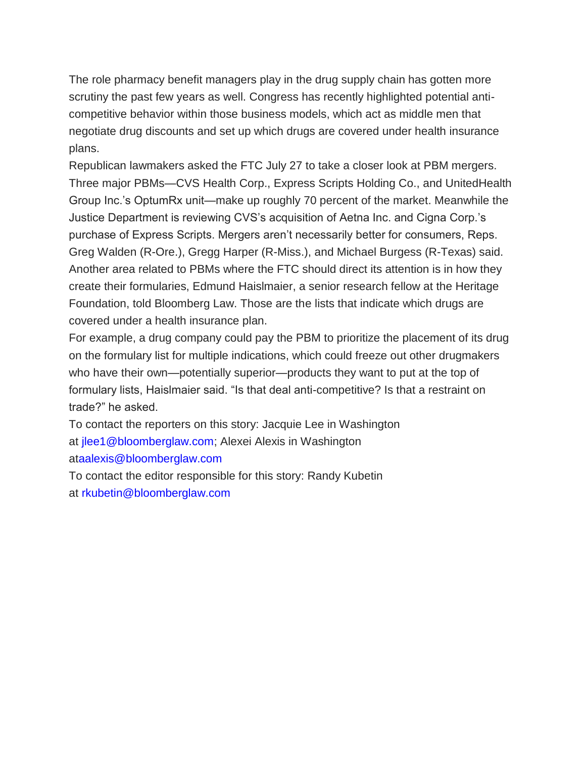The role pharmacy benefit managers play in the drug supply chain has gotten more scrutiny the past few years as well. Congress has recently highlighted potential anti-competitive behavior within those business models, which act as middle men that negotiate drug discounts and set up which drugs are covered under health insurance plans.

Republican lawmakers asked the FTC July 27 to take a closer look at PBM mergers. Three major PBMs—CVS Health Corp., Express Scripts Holding Co., and UnitedHealth Group Inc.'s OptumRx unit—make up roughly 70 percent of the market. Meanwhile the Justice Department is reviewing CVS's acquisition of Aetna Inc. and Cigna Corp.'s purchase of Express Scripts. Mergers aren't necessarily better for consumers, Reps. Greg Walden (R-Ore.), Gregg Harper (R-Miss.), and Michael Burgess (R-Texas) said.

Another area related to PBMs where the FTC should direct its attention is in how they create their formularies, Edmund Haislmaier, a senior research fellow at the Heritage Foundation, told Bloomberg Law. Those are the lists that indicate which drugs are covered under a health insurance plan.

For example, a drug company could pay the PBM to prioritize the placement of its drug on the formulary list for multiple indications, which could freeze out other drugmakers who have their own—potentially superior—products they want to put at the top of formulary lists, Haislmaier said. "Is that deal anti-competitive? Is that a restraint on trade?" he asked.

To contact the reporters on this story: Jacquie Lee in Washington at jlee1@bloomberglaw.com; Alexei Alexis in Washington ataalexis@bloomberglaw.com

To contact the editor responsible for this story: Randy Kubetin at rkubetin@bloomberglaw.com